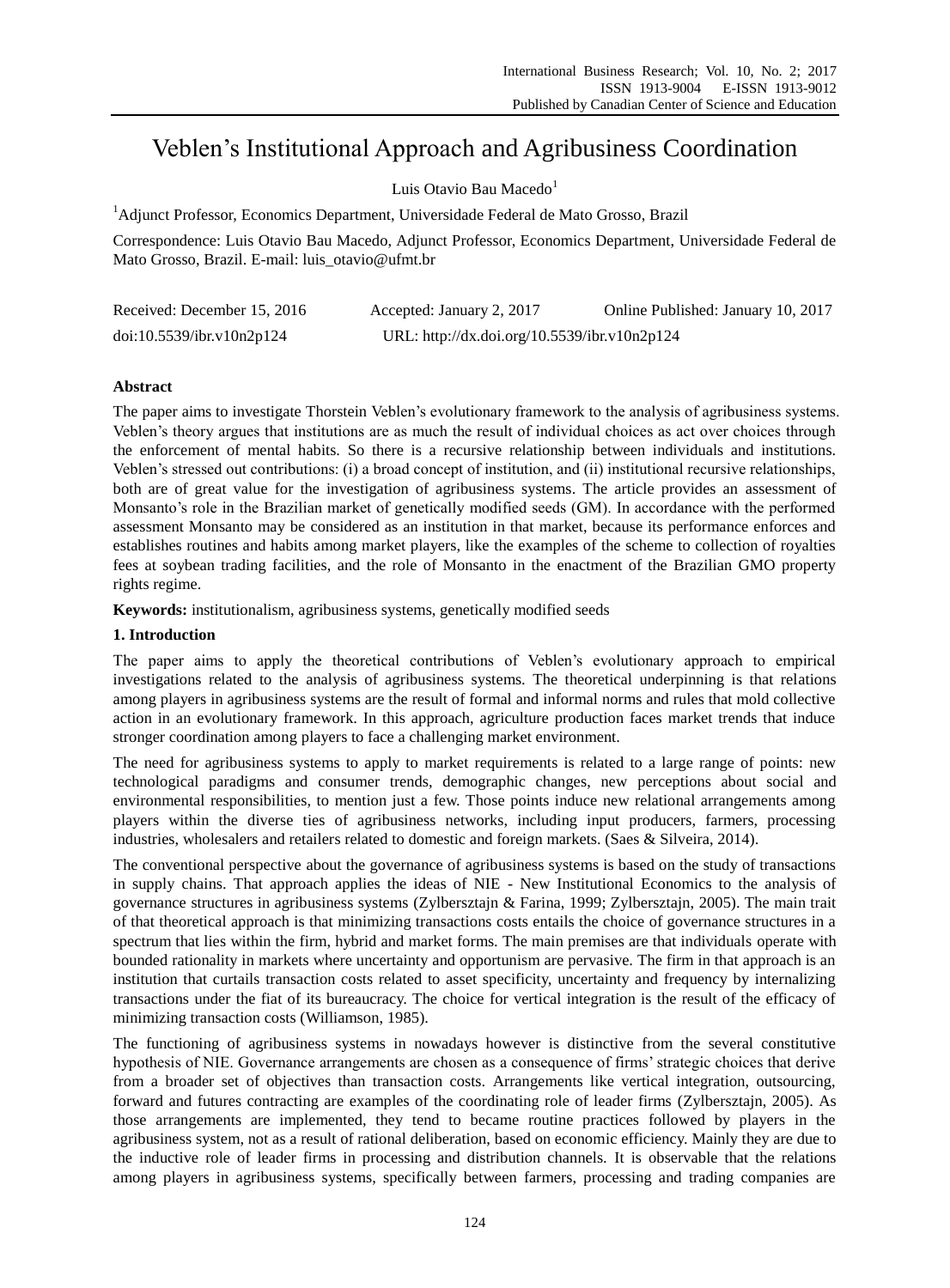# Veblen's Institutional Approach and Agribusiness Coordination

Luis Otavio Bau Macedo[1]

[1]Adjunct Professor, Economics Department, Universidade Federal de Mato Grosso, Brazil

Correspondence: Luis Otavio Bau Macedo, Adjunct Professor, Economics Department, Universidade Federal de Mato Grosso, Brazil. E-mail: luis_otavio@ufmt.br

| | | |
|---|---|---|
| Received: December 15, 2016 | Accepted: January 2, 2017 | Online Published: January 10, 2017 |
| doi:10.5539/ibr.v10n2p124 | URL: http://dx.doi.org/10.5539/ibr.v10n2p124 | |

## Abstract

The paper aims to investigate Thorstein Veblen's evolutionary framework to the analysis of agribusiness systems. Veblen's theory argues that institutions are as much the result of individual choices as act over choices through the enforcement of mental habits. So there is a recursive relationship between individuals and institutions. Veblen's stressed out contributions: (i) a broad concept of institution, and (ii) institutional recursive relationships, both are of great value for the investigation of agribusiness systems. The article provides an assessment of Monsanto's role in the Brazilian market of genetically modified seeds (GM). In accordance with the performed assessment Monsanto may be considered as an institution in that market, because its performance enforces and establishes routines and habits among market players, like the examples of the scheme to collection of royalties fees at soybean trading facilities, and the role of Monsanto in the enactment of the Brazilian GMO property rights regime.

**Keywords:** institutionalism, agribusiness systems, genetically modified seeds

## 1. Introduction

The paper aims to apply the theoretical contributions of Veblen's evolutionary approach to empirical investigations related to the analysis of agribusiness systems. The theoretical underpinning is that relations among players in agribusiness systems are the result of formal and informal norms and rules that mold collective action in an evolutionary framework. In this approach, agriculture production faces market trends that induce stronger coordination among players to face a challenging market environment.

The need for agribusiness systems to apply to market requirements is related to a large range of points: new technological paradigms and consumer trends, demographic changes, new perceptions about social and environmental responsibilities, to mention just a few. Those points induce new relational arrangements among players within the diverse ties of agribusiness networks, including input producers, farmers, processing industries, wholesalers and retailers related to domestic and foreign markets. (Saes & Silveira, 2014).

The conventional perspective about the governance of agribusiness systems is based on the study of transactions in supply chains. That approach applies the ideas of NIE - New Institutional Economics to the analysis of governance structures in agribusiness systems (Zylbersztajn & Farina, 1999; Zylbersztajn, 2005). The main trait of that theoretical approach is that minimizing transactions costs entails the choice of governance structures in a spectrum that lies within the firm, hybrid and market forms. The main premises are that individuals operate with bounded rationality in markets where uncertainty and opportunism are pervasive. The firm in that approach is an institution that curtails transaction costs related to asset specificity, uncertainty and frequency by internalizing transactions under the fiat of its bureaucracy. The choice for vertical integration is the result of the efficacy of minimizing transaction costs (Williamson, 1985).

The functioning of agribusiness systems in nowadays however is distinctive from the several constitutive hypothesis of NIE. Governance arrangements are chosen as a consequence of firms' strategic choices that derive from a broader set of objectives than transaction costs. Arrangements like vertical integration, outsourcing, forward and futures contracting are examples of the coordinating role of leader firms (Zylbersztajn, 2005). As those arrangements are implemented, they tend to became routine practices followed by players in the agribusiness system, not as a result of rational deliberation, based on economic efficiency. Mainly they are due to the inductive role of leader firms in processing and distribution channels. It is observable that the relations among players in agribusiness systems, specifically between farmers, processing and trading companies are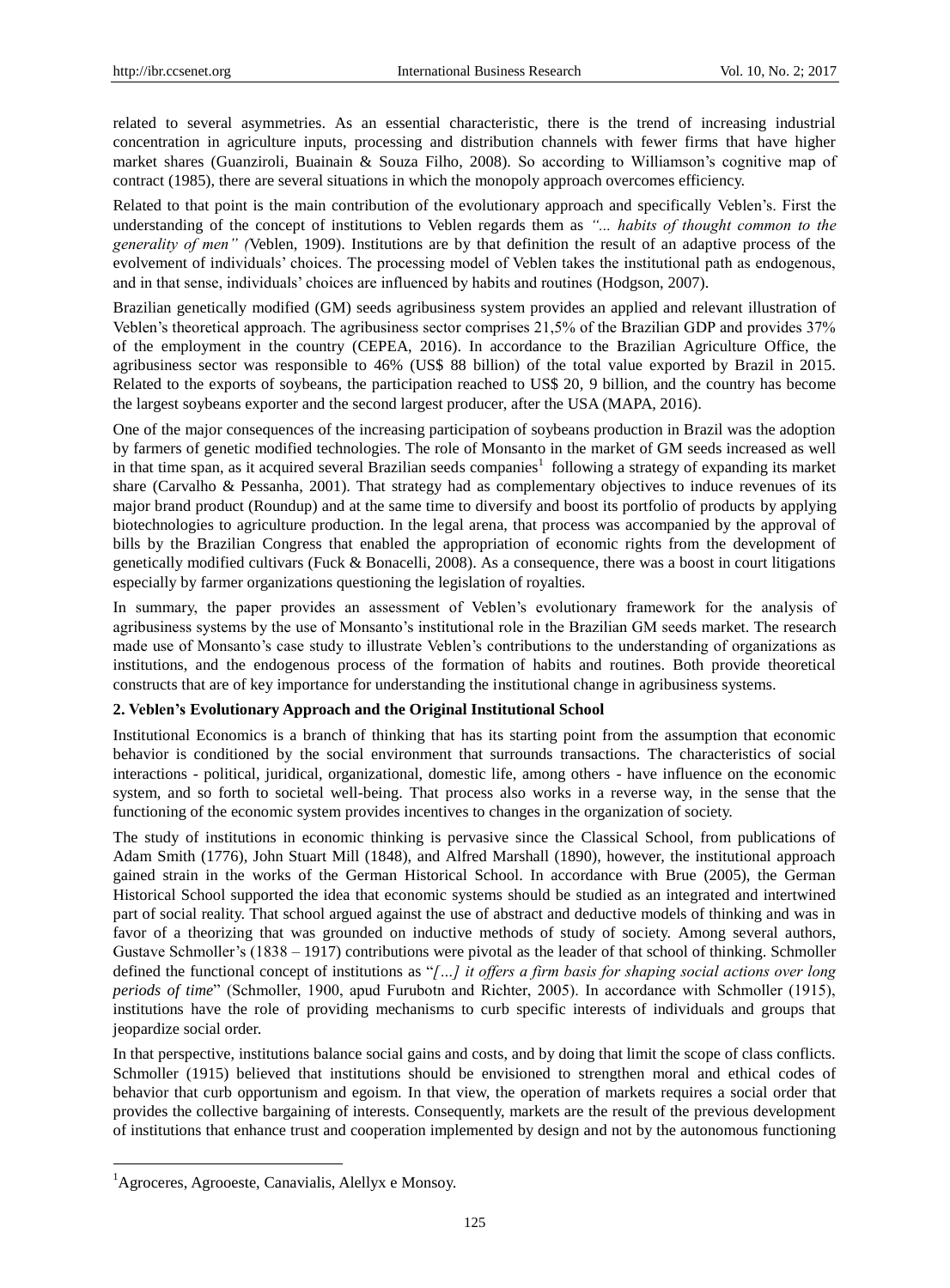related to several asymmetries. As an essential characteristic, there is the trend of increasing industrial concentration in agriculture inputs, processing and distribution channels with fewer firms that have higher market shares (Guanziroli, Buainain & Souza Filho, 2008). So according to Williamson's cognitive map of contract (1985), there are several situations in which the monopoly approach overcomes efficiency.

Related to that point is the main contribution of the evolutionary approach and specifically Veblen's. First the understanding of the concept of institutions to Veblen regards them as *"... habits of thought common to the generality of men" (*Veblen, 1909). Institutions are by that definition the result of an adaptive process of the evolvement of individuals' choices. The processing model of Veblen takes the institutional path as endogenous, and in that sense, individuals' choices are influenced by habits and routines (Hodgson, 2007).

Brazilian genetically modified (GM) seeds agribusiness system provides an applied and relevant illustration of Veblen's theoretical approach. The agribusiness sector comprises 21,5% of the Brazilian GDP and provides 37% of the employment in the country (CEPEA, 2016). In accordance to the Brazilian Agriculture Office, the agribusiness sector was responsible to 46% (US$ 88 billion) of the total value exported by Brazil in 2015. Related to the exports of soybeans, the participation reached to US$ 20, 9 billion, and the country has become the largest soybeans exporter and the second largest producer, after the USA (MAPA, 2016).

One of the major consequences of the increasing participation of soybeans production in Brazil was the adoption by farmers of genetic modified technologies. The role of Monsanto in the market of GM seeds increased as well in that time span, as it acquired several Brazilian seeds companies[1] following a strategy of expanding its market share (Carvalho & Pessanha, 2001). That strategy had as complementary objectives to induce revenues of its major brand product (Roundup) and at the same time to diversify and boost its portfolio of products by applying biotechnologies to agriculture production. In the legal arena, that process was accompanied by the approval of bills by the Brazilian Congress that enabled the appropriation of economic rights from the development of genetically modified cultivars (Fuck & Bonacelli, 2008). As a consequence, there was a boost in court litigations especially by farmer organizations questioning the legislation of royalties.

In summary, the paper provides an assessment of Veblen's evolutionary framework for the analysis of agribusiness systems by the use of Monsanto's institutional role in the Brazilian GM seeds market. The research made use of Monsanto's case study to illustrate Veblen's contributions to the understanding of organizations as institutions, and the endogenous process of the formation of habits and routines. Both provide theoretical constructs that are of key importance for understanding the institutional change in agribusiness systems.

## 2. Veblen's Evolutionary Approach and the Original Institutional School

Institutional Economics is a branch of thinking that has its starting point from the assumption that economic behavior is conditioned by the social environment that surrounds transactions. The characteristics of social interactions - political, juridical, organizational, domestic life, among others - have influence on the economic system, and so forth to societal well-being. That process also works in a reverse way, in the sense that the functioning of the economic system provides incentives to changes in the organization of society.

The study of institutions in economic thinking is pervasive since the Classical School, from publications of Adam Smith (1776), John Stuart Mill (1848), and Alfred Marshall (1890), however, the institutional approach gained strain in the works of the German Historical School. In accordance with Brue (2005), the German Historical School supported the idea that economic systems should be studied as an integrated and intertwined part of social reality. That school argued against the use of abstract and deductive models of thinking and was in favor of a theorizing that was grounded on inductive methods of study of society. Among several authors, Gustave Schmoller's (1838 – 1917) contributions were pivotal as the leader of that school of thinking. Schmoller defined the functional concept of institutions as "*[…] it offers a firm basis for shaping social actions over long periods of time*" (Schmoller, 1900, apud Furubotn and Richter, 2005). In accordance with Schmoller (1915), institutions have the role of providing mechanisms to curb specific interests of individuals and groups that jeopardize social order.

In that perspective, institutions balance social gains and costs, and by doing that limit the scope of class conflicts. Schmoller (1915) believed that institutions should be envisioned to strengthen moral and ethical codes of behavior that curb opportunism and egoism. In that view, the operation of markets requires a social order that provides the collective bargaining of interests. Consequently, markets are the result of the previous development of institutions that enhance trust and cooperation implemented by design and not by the autonomous functioning

[1]Agroceres, Agrooeste, Canavialis, Alellyx e Monsoy.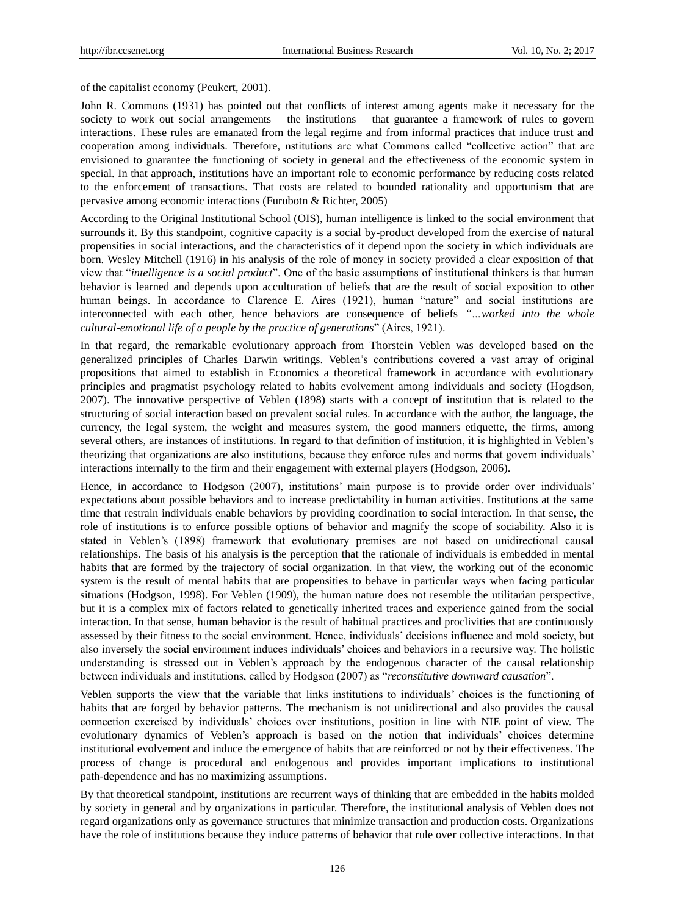of the capitalist economy (Peukert, 2001).

John R. Commons (1931) has pointed out that conflicts of interest among agents make it necessary for the society to work out social arrangements – the institutions – that guarantee a framework of rules to govern interactions. These rules are emanated from the legal regime and from informal practices that induce trust and cooperation among individuals. Therefore, nstitutions are what Commons called "collective action" that are envisioned to guarantee the functioning of society in general and the effectiveness of the economic system in special. In that approach, institutions have an important role to economic performance by reducing costs related to the enforcement of transactions. That costs are related to bounded rationality and opportunism that are pervasive among economic interactions (Furubotn & Richter, 2005)

According to the Original Institutional School (OIS), human intelligence is linked to the social environment that surrounds it. By this standpoint, cognitive capacity is a social by-product developed from the exercise of natural propensities in social interactions, and the characteristics of it depend upon the society in which individuals are born. Wesley Mitchell (1916) in his analysis of the role of money in society provided a clear exposition of that view that "*intelligence is a social product*". One of the basic assumptions of institutional thinkers is that human behavior is learned and depends upon acculturation of beliefs that are the result of social exposition to other human beings. In accordance to Clarence E. Aires (1921), human "nature" and social institutions are interconnected with each other, hence behaviors are consequence of beliefs *"…worked into the whole cultural-emotional life of a people by the practice of generations*" (Aires, 1921).

In that regard, the remarkable evolutionary approach from Thorstein Veblen was developed based on the generalized principles of Charles Darwin writings. Veblen's contributions covered a vast array of original propositions that aimed to establish in Economics a theoretical framework in accordance with evolutionary principles and pragmatist psychology related to habits evolvement among individuals and society (Hogdson, 2007). The innovative perspective of Veblen (1898) starts with a concept of institution that is related to the structuring of social interaction based on prevalent social rules. In accordance with the author, the language, the currency, the legal system, the weight and measures system, the good manners etiquette, the firms, among several others, are instances of institutions. In regard to that definition of institution, it is highlighted in Veblen's theorizing that organizations are also institutions, because they enforce rules and norms that govern individuals' interactions internally to the firm and their engagement with external players (Hodgson, 2006).

Hence, in accordance to Hodgson (2007), institutions' main purpose is to provide order over individuals' expectations about possible behaviors and to increase predictability in human activities. Institutions at the same time that restrain individuals enable behaviors by providing coordination to social interaction. In that sense, the role of institutions is to enforce possible options of behavior and magnify the scope of sociability. Also it is stated in Veblen's (1898) framework that evolutionary premises are not based on unidirectional causal relationships. The basis of his analysis is the perception that the rationale of individuals is embedded in mental habits that are formed by the trajectory of social organization. In that view, the working out of the economic system is the result of mental habits that are propensities to behave in particular ways when facing particular situations (Hodgson, 1998). For Veblen (1909), the human nature does not resemble the utilitarian perspective, but it is a complex mix of factors related to genetically inherited traces and experience gained from the social interaction. In that sense, human behavior is the result of habitual practices and proclivities that are continuously assessed by their fitness to the social environment. Hence, individuals' decisions influence and mold society, but also inversely the social environment induces individuals' choices and behaviors in a recursive way. The holistic understanding is stressed out in Veblen's approach by the endogenous character of the causal relationship between individuals and institutions, called by Hodgson (2007) as "*reconstitutive downward causation*".

Veblen supports the view that the variable that links institutions to individuals' choices is the functioning of habits that are forged by behavior patterns. The mechanism is not unidirectional and also provides the causal connection exercised by individuals' choices over institutions, position in line with NIE point of view. The evolutionary dynamics of Veblen's approach is based on the notion that individuals' choices determine institutional evolvement and induce the emergence of habits that are reinforced or not by their effectiveness. The process of change is procedural and endogenous and provides important implications to institutional path-dependence and has no maximizing assumptions.

By that theoretical standpoint, institutions are recurrent ways of thinking that are embedded in the habits molded by society in general and by organizations in particular. Therefore, the institutional analysis of Veblen does not regard organizations only as governance structures that minimize transaction and production costs. Organizations have the role of institutions because they induce patterns of behavior that rule over collective interactions. In that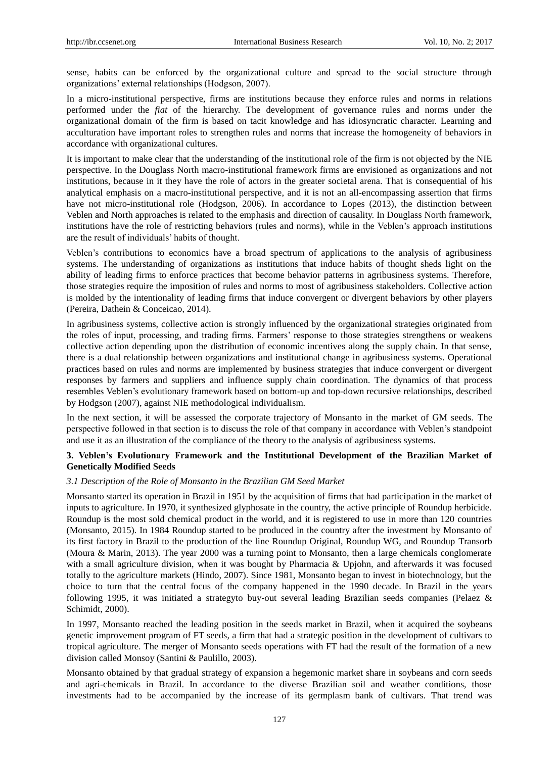sense, habits can be enforced by the organizational culture and spread to the social structure through organizations' external relationships (Hodgson, 2007).

In a micro-institutional perspective, firms are institutions because they enforce rules and norms in relations performed under the *fiat* of the hierarchy. The development of governance rules and norms under the organizational domain of the firm is based on tacit knowledge and has idiosyncratic character. Learning and acculturation have important roles to strengthen rules and norms that increase the homogeneity of behaviors in accordance with organizational cultures.

It is important to make clear that the understanding of the institutional role of the firm is not objected by the NIE perspective. In the Douglass North macro-institutional framework firms are envisioned as organizations and not institutions, because in it they have the role of actors in the greater societal arena. That is consequential of his analytical emphasis on a macro-institutional perspective, and it is not an all-encompassing assertion that firms have not micro-institutional role (Hodgson, 2006). In accordance to Lopes (2013), the distinction between Veblen and North approaches is related to the emphasis and direction of causality. In Douglass North framework, institutions have the role of restricting behaviors (rules and norms), while in the Veblen's approach institutions are the result of individuals' habits of thought.

Veblen's contributions to economics have a broad spectrum of applications to the analysis of agribusiness systems. The understanding of organizations as institutions that induce habits of thought sheds light on the ability of leading firms to enforce practices that become behavior patterns in agribusiness systems. Therefore, those strategies require the imposition of rules and norms to most of agribusiness stakeholders. Collective action is molded by the intentionality of leading firms that induce convergent or divergent behaviors by other players (Pereira, Dathein & Conceicao, 2014).

In agribusiness systems, collective action is strongly influenced by the organizational strategies originated from the roles of input, processing, and trading firms. Farmers' response to those strategies strengthens or weakens collective action depending upon the distribution of economic incentives along the supply chain. In that sense, there is a dual relationship between organizations and institutional change in agribusiness systems. Operational practices based on rules and norms are implemented by business strategies that induce convergent or divergent responses by farmers and suppliers and influence supply chain coordination. The dynamics of that process resembles Veblen's evolutionary framework based on bottom-up and top-down recursive relationships, described by Hodgson (2007), against NIE methodological individualism.

In the next section, it will be assessed the corporate trajectory of Monsanto in the market of GM seeds. The perspective followed in that section is to discuss the role of that company in accordance with Veblen's standpoint and use it as an illustration of the compliance of the theory to the analysis of agribusiness systems.

## 3. Veblen's Evolutionary Framework and the Institutional Development of the Brazilian Market of Genetically Modified Seeds

### *3.1 Description of the Role of Monsanto in the Brazilian GM Seed Market*

Monsanto started its operation in Brazil in 1951 by the acquisition of firms that had participation in the market of inputs to agriculture. In 1970, it synthesized glyphosate in the country, the active principle of Roundup herbicide. Roundup is the most sold chemical product in the world, and it is registered to use in more than 120 countries (Monsanto, 2015). In 1984 Roundup started to be produced in the country after the investment by Monsanto of its first factory in Brazil to the production of the line Roundup Original, Roundup WG, and Roundup Transorb (Moura & Marin, 2013). The year 2000 was a turning point to Monsanto, then a large chemicals conglomerate with a small agriculture division, when it was bought by Pharmacia & Upjohn, and afterwards it was focused totally to the agriculture markets (Hindo, 2007). Since 1981, Monsanto began to invest in biotechnology, but the choice to turn that the central focus of the company happened in the 1990 decade. In Brazil in the years following 1995, it was initiated a strategyto buy-out several leading Brazilian seeds companies (Pelaez & Schimidt, 2000).

In 1997, Monsanto reached the leading position in the seeds market in Brazil, when it acquired the soybeans genetic improvement program of FT seeds, a firm that had a strategic position in the development of cultivars to tropical agriculture. The merger of Monsanto seeds operations with FT had the result of the formation of a new division called Monsoy (Santini & Paulillo, 2003).

Monsanto obtained by that gradual strategy of expansion a hegemonic market share in soybeans and corn seeds and agri-chemicals in Brazil. In accordance to the diverse Brazilian soil and weather conditions, those investments had to be accompanied by the increase of its germplasm bank of cultivars. That trend was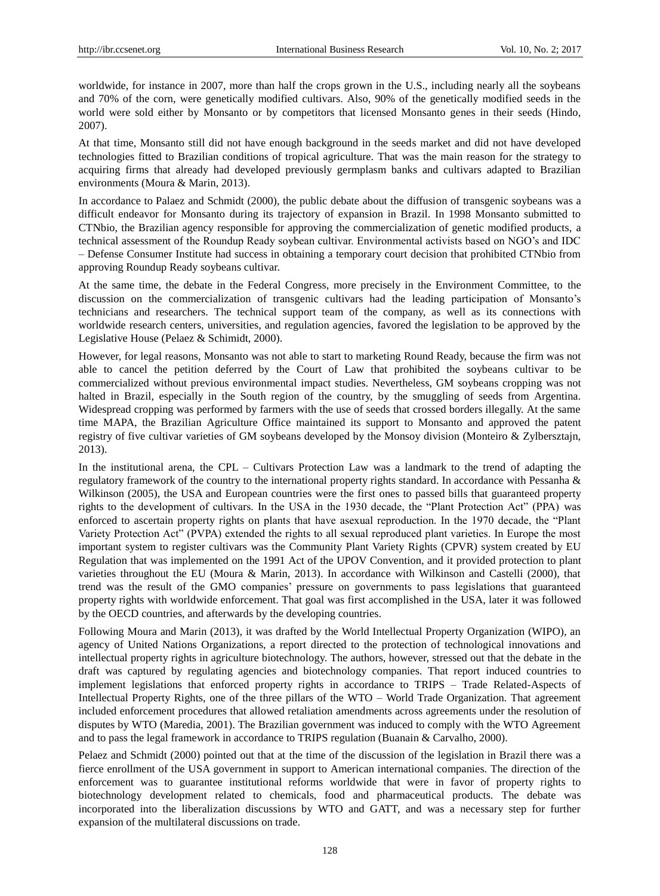worldwide, for instance in 2007, more than half the crops grown in the U.S., including nearly all the soybeans and 70% of the corn, were genetically modified cultivars. Also, 90% of the genetically modified seeds in the world were sold either by Monsanto or by competitors that licensed Monsanto genes in their seeds (Hindo, 2007).

At that time, Monsanto still did not have enough background in the seeds market and did not have developed technologies fitted to Brazilian conditions of tropical agriculture. That was the main reason for the strategy to acquiring firms that already had developed previously germplasm banks and cultivars adapted to Brazilian environments (Moura & Marin, 2013).

In accordance to Palaez and Schmidt (2000), the public debate about the diffusion of transgenic soybeans was a difficult endeavor for Monsanto during its trajectory of expansion in Brazil. In 1998 Monsanto submitted to CTNbio, the Brazilian agency responsible for approving the commercialization of genetic modified products, a technical assessment of the Roundup Ready soybean cultivar. Environmental activists based on NGO's and IDC – Defense Consumer Institute had success in obtaining a temporary court decision that prohibited CTNbio from approving Roundup Ready soybeans cultivar.

At the same time, the debate in the Federal Congress, more precisely in the Environment Committee, to the discussion on the commercialization of transgenic cultivars had the leading participation of Monsanto's technicians and researchers. The technical support team of the company, as well as its connections with worldwide research centers, universities, and regulation agencies, favored the legislation to be approved by the Legislative House (Pelaez & Schimidt, 2000).

However, for legal reasons, Monsanto was not able to start to marketing Round Ready, because the firm was not able to cancel the petition deferred by the Court of Law that prohibited the soybeans cultivar to be commercialized without previous environmental impact studies. Nevertheless, GM soybeans cropping was not halted in Brazil, especially in the South region of the country, by the smuggling of seeds from Argentina. Widespread cropping was performed by farmers with the use of seeds that crossed borders illegally. At the same time MAPA, the Brazilian Agriculture Office maintained its support to Monsanto and approved the patent registry of five cultivar varieties of GM soybeans developed by the Monsoy division (Monteiro & Zylbersztajn, 2013).

In the institutional arena, the CPL – Cultivars Protection Law was a landmark to the trend of adapting the regulatory framework of the country to the international property rights standard. In accordance with Pessanha & Wilkinson (2005), the USA and European countries were the first ones to passed bills that guaranteed property rights to the development of cultivars. In the USA in the 1930 decade, the "Plant Protection Act" (PPA) was enforced to ascertain property rights on plants that have asexual reproduction. In the 1970 decade, the "Plant Variety Protection Act" (PVPA) extended the rights to all sexual reproduced plant varieties. In Europe the most important system to register cultivars was the Community Plant Variety Rights (CPVR) system created by EU Regulation that was implemented on the 1991 Act of the UPOV Convention, and it provided protection to plant varieties throughout the EU (Moura & Marin, 2013). In accordance with Wilkinson and Castelli (2000), that trend was the result of the GMO companies' pressure on governments to pass legislations that guaranteed property rights with worldwide enforcement. That goal was first accomplished in the USA, later it was followed by the OECD countries, and afterwards by the developing countries.

Following Moura and Marin (2013), it was drafted by the World Intellectual Property Organization (WIPO), an agency of United Nations Organizations, a report directed to the protection of technological innovations and intellectual property rights in agriculture biotechnology. The authors, however, stressed out that the debate in the draft was captured by regulating agencies and biotechnology companies. That report induced countries to implement legislations that enforced property rights in accordance to TRIPS – Trade Related-Aspects of Intellectual Property Rights, one of the three pillars of the WTO – World Trade Organization. That agreement included enforcement procedures that allowed retaliation amendments across agreements under the resolution of disputes by WTO (Maredia, 2001). The Brazilian government was induced to comply with the WTO Agreement and to pass the legal framework in accordance to TRIPS regulation (Buanain & Carvalho, 2000).

Pelaez and Schmidt (2000) pointed out that at the time of the discussion of the legislation in Brazil there was a fierce enrollment of the USA government in support to American international companies. The direction of the enforcement was to guarantee institutional reforms worldwide that were in favor of property rights to biotechnology development related to chemicals, food and pharmaceutical products. The debate was incorporated into the liberalization discussions by WTO and GATT, and was a necessary step for further expansion of the multilateral discussions on trade.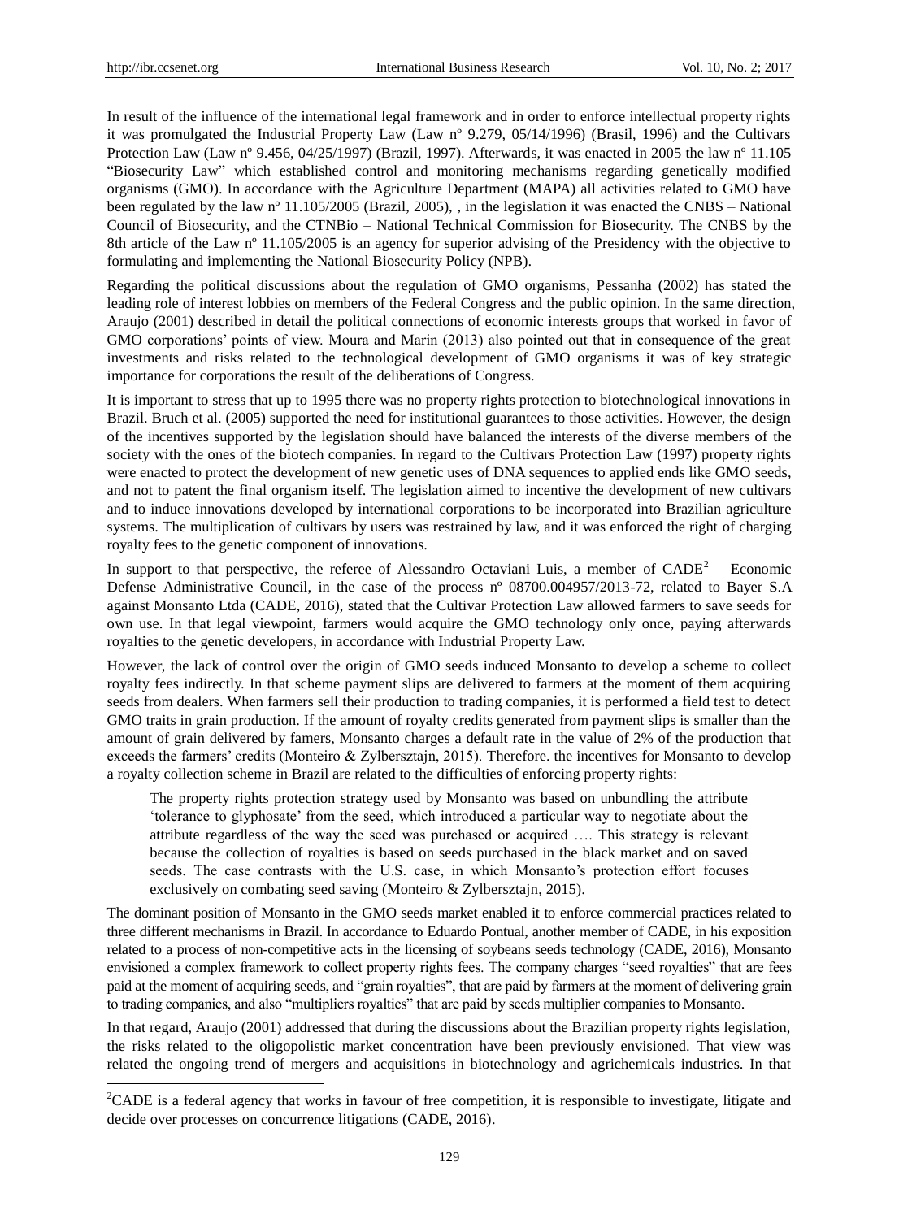In result of the influence of the international legal framework and in order to enforce intellectual property rights it was promulgated the Industrial Property Law (Law nº 9.279, 05/14/1996) (Brasil, 1996) and the Cultivars Protection Law (Law nº 9.456, 04/25/1997) (Brazil, 1997). Afterwards, it was enacted in 2005 the law nº 11.105 "Biosecurity Law" which established control and monitoring mechanisms regarding genetically modified organisms (GMO). In accordance with the Agriculture Department (MAPA) all activities related to GMO have been regulated by the law nº 11.105/2005 (Brazil, 2005), , in the legislation it was enacted the CNBS – National Council of Biosecurity, and the CTNBio – National Technical Commission for Biosecurity. The CNBS by the 8th article of the Law nº 11.105/2005 is an agency for superior advising of the Presidency with the objective to formulating and implementing the National Biosecurity Policy (NPB).

Regarding the political discussions about the regulation of GMO organisms, Pessanha (2002) has stated the leading role of interest lobbies on members of the Federal Congress and the public opinion. In the same direction, Araujo (2001) described in detail the political connections of economic interests groups that worked in favor of GMO corporations' points of view. Moura and Marin (2013) also pointed out that in consequence of the great investments and risks related to the technological development of GMO organisms it was of key strategic importance for corporations the result of the deliberations of Congress.

It is important to stress that up to 1995 there was no property rights protection to biotechnological innovations in Brazil. Bruch et al. (2005) supported the need for institutional guarantees to those activities. However, the design of the incentives supported by the legislation should have balanced the interests of the diverse members of the society with the ones of the biotech companies. In regard to the Cultivars Protection Law (1997) property rights were enacted to protect the development of new genetic uses of DNA sequences to applied ends like GMO seeds, and not to patent the final organism itself. The legislation aimed to incentive the development of new cultivars and to induce innovations developed by international corporations to be incorporated into Brazilian agriculture systems. The multiplication of cultivars by users was restrained by law, and it was enforced the right of charging royalty fees to the genetic component of innovations.

In support to that perspective, the referee of Alessandro Octaviani Luis, a member of CADE[2] – Economic Defense Administrative Council, in the case of the process nº 08700.004957/2013-72, related to Bayer S.A against Monsanto Ltda (CADE, 2016), stated that the Cultivar Protection Law allowed farmers to save seeds for own use. In that legal viewpoint, farmers would acquire the GMO technology only once, paying afterwards royalties to the genetic developers, in accordance with Industrial Property Law.

However, the lack of control over the origin of GMO seeds induced Monsanto to develop a scheme to collect royalty fees indirectly. In that scheme payment slips are delivered to farmers at the moment of them acquiring seeds from dealers. When farmers sell their production to trading companies, it is performed a field test to detect GMO traits in grain production. If the amount of royalty credits generated from payment slips is smaller than the amount of grain delivered by famers, Monsanto charges a default rate in the value of 2% of the production that exceeds the farmers' credits (Monteiro & Zylbersztajn, 2015). Therefore. the incentives for Monsanto to develop a royalty collection scheme in Brazil are related to the difficulties of enforcing property rights:

> The property rights protection strategy used by Monsanto was based on unbundling the attribute 'tolerance to glyphosate' from the seed, which introduced a particular way to negotiate about the attribute regardless of the way the seed was purchased or acquired …. This strategy is relevant because the collection of royalties is based on seeds purchased in the black market and on saved seeds. The case contrasts with the U.S. case, in which Monsanto's protection effort focuses exclusively on combating seed saving (Monteiro & Zylbersztajn, 2015).

The dominant position of Monsanto in the GMO seeds market enabled it to enforce commercial practices related to three different mechanisms in Brazil. In accordance to Eduardo Pontual, another member of CADE, in his exposition related to a process of non-competitive acts in the licensing of soybeans seeds technology (CADE, 2016), Monsanto envisioned a complex framework to collect property rights fees. The company charges "seed royalties" that are fees paid at the moment of acquiring seeds, and "grain royalties", that are paid by farmers at the moment of delivering grain to trading companies, and also "multipliers royalties" that are paid by seeds multiplier companies to Monsanto.

In that regard, Araujo (2001) addressed that during the discussions about the Brazilian property rights legislation, the risks related to the oligopolistic market concentration have been previously envisioned. That view was related the ongoing trend of mergers and acquisitions in biotechnology and agrichemicals industries. In that

[2]CADE is a federal agency that works in favour of free competition, it is responsible to investigate, litigate and decide over processes on concurrence litigations (CADE, 2016).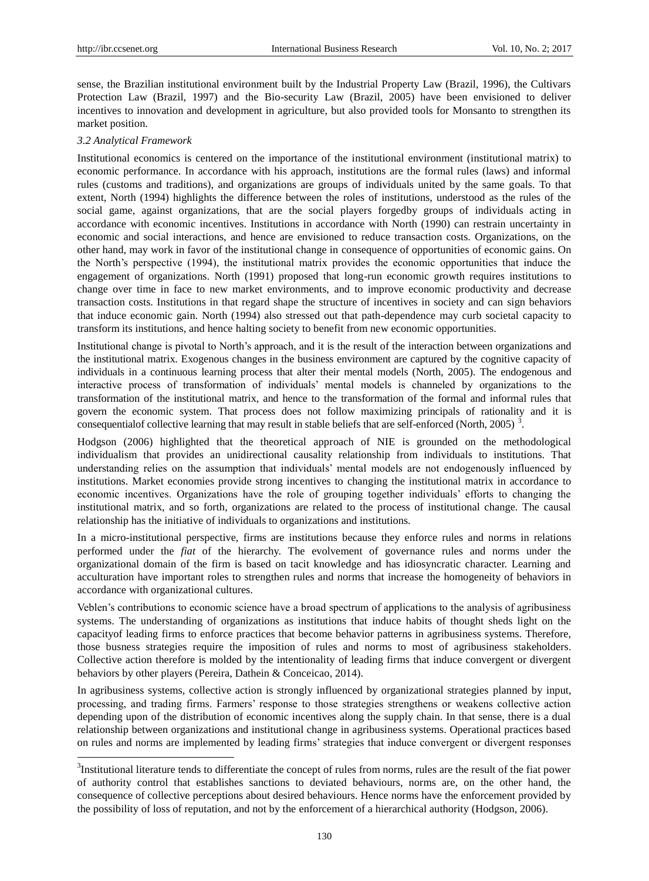sense, the Brazilian institutional environment built by the Industrial Property Law (Brazil, 1996), the Cultivars Protection Law (Brazil, 1997) and the Bio-security Law (Brazil, 2005) have been envisioned to deliver incentives to innovation and development in agriculture, but also provided tools for Monsanto to strengthen its market position.

### *3.2 Analytical Framework*

Institutional economics is centered on the importance of the institutional environment (institutional matrix) to economic performance. In accordance with his approach, institutions are the formal rules (laws) and informal rules (customs and traditions), and organizations are groups of individuals united by the same goals. To that extent, North (1994) highlights the difference between the roles of institutions, understood as the rules of the social game, against organizations, that are the social players forgedby groups of individuals acting in accordance with economic incentives. Institutions in accordance with North (1990) can restrain uncertainty in economic and social interactions, and hence are envisioned to reduce transaction costs. Organizations, on the other hand, may work in favor of the institutional change in consequence of opportunities of economic gains. On the North's perspective (1994), the institutional matrix provides the economic opportunities that induce the engagement of organizations. North (1991) proposed that long-run economic growth requires institutions to change over time in face to new market environments, and to improve economic productivity and decrease transaction costs. Institutions in that regard shape the structure of incentives in society and can sign behaviors that induce economic gain. North (1994) also stressed out that path-dependence may curb societal capacity to transform its institutions, and hence halting society to benefit from new economic opportunities.

Institutional change is pivotal to North's approach, and it is the result of the interaction between organizations and the institutional matrix. Exogenous changes in the business environment are captured by the cognitive capacity of individuals in a continuous learning process that alter their mental models (North, 2005). The endogenous and interactive process of transformation of individuals' mental models is channeled by organizations to the transformation of the institutional matrix, and hence to the transformation of the formal and informal rules that govern the economic system. That process does not follow maximizing principals of rationality and it is consequentialof collective learning that may result in stable beliefs that are self-enforced (North, 2005) [3].

Hodgson (2006) highlighted that the theoretical approach of NIE is grounded on the methodological individualism that provides an unidirectional causality relationship from individuals to institutions. That understanding relies on the assumption that individuals' mental models are not endogenously influenced by institutions. Market economies provide strong incentives to changing the institutional matrix in accordance to economic incentives. Organizations have the role of grouping together individuals' efforts to changing the institutional matrix, and so forth, organizations are related to the process of institutional change. The causal relationship has the initiative of individuals to organizations and institutions.

In a micro-institutional perspective, firms are institutions because they enforce rules and norms in relations performed under the *fiat* of the hierarchy. The evolvement of governance rules and norms under the organizational domain of the firm is based on tacit knowledge and has idiosyncratic character. Learning and acculturation have important roles to strengthen rules and norms that increase the homogeneity of behaviors in accordance with organizational cultures.

Veblen's contributions to economic science have a broad spectrum of applications to the analysis of agribusiness systems. The understanding of organizations as institutions that induce habits of thought sheds light on the capacityof leading firms to enforce practices that become behavior patterns in agribusiness systems. Therefore, those busness strategies require the imposition of rules and norms to most of agribusiness stakeholders. Collective action therefore is molded by the intentionality of leading firms that induce convergent or divergent behaviors by other players (Pereira, Dathein & Conceicao, 2014).

In agribusiness systems, collective action is strongly influenced by organizational strategies planned by input, processing, and trading firms. Farmers' response to those strategies strengthens or weakens collective action depending upon of the distribution of economic incentives along the supply chain. In that sense, there is a dual relationship between organizations and institutional change in agribusiness systems. Operational practices based on rules and norms are implemented by leading firms' strategies that induce convergent or divergent responses

---

[3] Institutional literature tends to differentiate the concept of rules from norms, rules are the result of the fiat power of authority control that establishes sanctions to deviated behaviours, norms are, on the other hand, the consequence of collective perceptions about desired behaviours. Hence norms have the enforcement provided by the possibility of loss of reputation, and not by the enforcement of a hierarchical authority (Hodgson, 2006).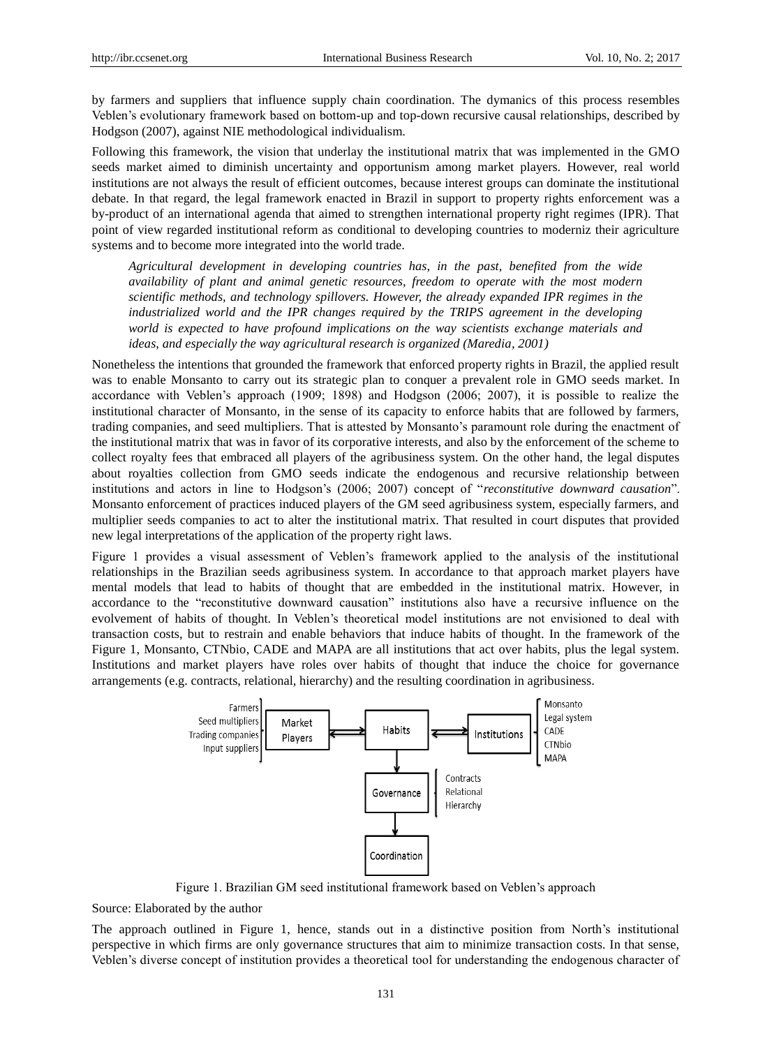by farmers and suppliers that influence supply chain coordination. The dymanics of this process resembles Veblen's evolutionary framework based on bottom-up and top-down recursive causal relationships, described by Hodgson (2007), against NIE methodological individualism.

Following this framework, the vision that underlay the institutional matrix that was implemented in the GMO seeds market aimed to diminish uncertainty and opportunism among market players. However, real world institutions are not always the result of efficient outcomes, because interest groups can dominate the institutional debate. In that regard, the legal framework enacted in Brazil in support to property rights enforcement was a by-product of an international agenda that aimed to strengthen international property right regimes (IPR). That point of view regarded institutional reform as conditional to developing countries to moderniz their agriculture systems and to become more integrated into the world trade.

> *Agricultural development in developing countries has, in the past, benefited from the wide availability of plant and animal genetic resources, freedom to operate with the most modern scientific methods, and technology spillovers. However, the already expanded IPR regimes in the industrialized world and the IPR changes required by the TRIPS agreement in the developing world is expected to have profound implications on the way scientists exchange materials and ideas, and especially the way agricultural research is organized (Maredia, 2001)*

Nonetheless the intentions that grounded the framework that enforced property rights in Brazil, the applied result was to enable Monsanto to carry out its strategic plan to conquer a prevalent role in GMO seeds market. In accordance with Veblen's approach (1909; 1898) and Hodgson (2006; 2007), it is possible to realize the institutional character of Monsanto, in the sense of its capacity to enforce habits that are followed by farmers, trading companies, and seed multipliers. That is attested by Monsanto's paramount role during the enactment of the institutional matrix that was in favor of its corporative interests, and also by the enforcement of the scheme to collect royalty fees that embraced all players of the agribusiness system. On the other hand, the legal disputes about royalties collection from GMO seeds indicate the endogenous and recursive relationship between institutions and actors in line to Hodgson's (2006; 2007) concept of "*reconstitutive downward causation*". Monsanto enforcement of practices induced players of the GM seed agribusiness system, especially farmers, and multiplier seeds companies to act to alter the institutional matrix. That resulted in court disputes that provided new legal interpretations of the application of the property right laws.

Figure 1 provides a visual assessment of Veblen's framework applied to the analysis of the institutional relationships in the Brazilian seeds agribusiness system. In accordance to that approach market players have mental models that lead to habits of thought that are embedded in the institutional matrix. However, in accordance to the "reconstitutive downward causation" institutions also have a recursive influence on the evolvement of habits of thought. In Veblen's theoretical model institutions are not envisioned to deal with transaction costs, but to restrain and enable behaviors that induce habits of thought. In the framework of the Figure 1, Monsanto, CTNbio, CADE and MAPA are all institutions that act over habits, plus the legal system. Institutions and market players have roles over habits of thought that induce the choice for governance arrangements (e.g. contracts, relational, hierarchy) and the resulting coordination in agribusiness.

Farmers
Seed multipliers
Trading companies
Input suppliers
Market Players
Habits
Institutions
Monsanto
Legal system
CADE
CTNbio
MAPA
Governance
Contracts
Relational
Hierarchy
Coordination

Figure 1. Brazilian GM seed institutional framework based on Veblen's approach

Source: Elaborated by the author

The approach outlined in Figure 1, hence, stands out in a distinctive position from North's institutional perspective in which firms are only governance structures that aim to minimize transaction costs. In that sense, Veblen's diverse concept of institution provides a theoretical tool for understanding the endogenous character of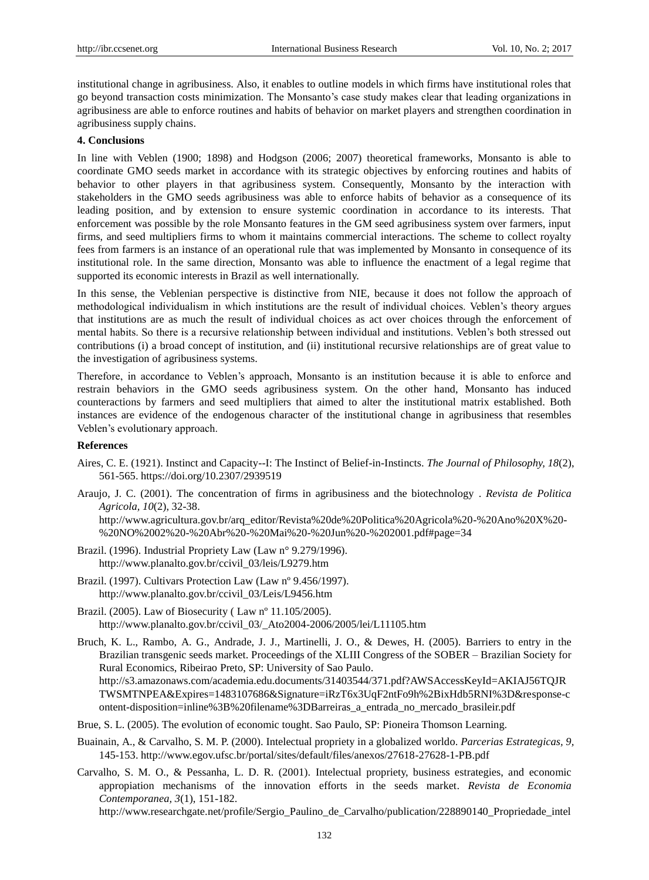institutional change in agribusiness. Also, it enables to outline models in which firms have institutional roles that go beyond transaction costs minimization. The Monsanto's case study makes clear that leading organizations in agribusiness are able to enforce routines and habits of behavior on market players and strengthen coordination in agribusiness supply chains.

## 4. Conclusions

In line with Veblen (1900; 1898) and Hodgson (2006; 2007) theoretical frameworks, Monsanto is able to coordinate GMO seeds market in accordance with its strategic objectives by enforcing routines and habits of behavior to other players in that agribusiness system. Consequently, Monsanto by the interaction with stakeholders in the GMO seeds agribusiness was able to enforce habits of behavior as a consequence of its leading position, and by extension to ensure systemic coordination in accordance to its interests. That enforcement was possible by the role Monsanto features in the GM seed agribusiness system over farmers, input firms, and seed multipliers firms to whom it maintains commercial interactions. The scheme to collect royalty fees from farmers is an instance of an operational rule that was implemented by Monsanto in consequence of its institutional role. In the same direction, Monsanto was able to influence the enactment of a legal regime that supported its economic interests in Brazil as well internationally.

In this sense, the Veblenian perspective is distinctive from NIE, because it does not follow the approach of methodological individualism in which institutions are the result of individual choices. Veblen's theory argues that institutions are as much the result of individual choices as act over choices through the enforcement of mental habits. So there is a recursive relationship between individual and institutions. Veblen's both stressed out contributions (i) a broad concept of institution, and (ii) institutional recursive relationships are of great value to the investigation of agribusiness systems.

Therefore, in accordance to Veblen's approach, Monsanto is an institution because it is able to enforce and restrain behaviors in the GMO seeds agribusiness system. On the other hand, Monsanto has induced counteractions by farmers and seed multipliers that aimed to alter the institutional matrix established. Both instances are evidence of the endogenous character of the institutional change in agribusiness that resembles Veblen's evolutionary approach.

## References

Aires, C. E. (1921). Instinct and Capacity--I: The Instinct of Belief-in-Instincts. *The Journal of Philosophy, 18*(2), 561-565. https://doi.org/10.2307/2939519

Araujo, J. C. (2001). The concentration of firms in agribusiness and the biotechnology . *Revista de Politica Agricola, 10*(2), 32-38. http://www.agricultura.gov.br/arq_editor/Revista%20de%20Politica%20Agricola%20-%20Ano%20X%20-%20NO%2002%20-%20Abr%20-%20Mai%20-%20Jun%20-%202001.pdf#page=34

Brazil. (1996). Industrial Propriety Law (Law n° 9.279/1996). http://www.planalto.gov.br/ccivil_03/leis/L9279.htm

Brazil. (1997). Cultivars Protection Law (Law nº 9.456/1997). http://www.planalto.gov.br/ccivil_03/Leis/L9456.htm

Brazil. (2005). Law of Biosecurity ( Law nº 11.105/2005). http://www.planalto.gov.br/ccivil_03/_Ato2004-2006/2005/lei/L11105.htm

Bruch, K. L., Rambo, A. G., Andrade, J. J., Martinelli, J. O., & Dewes, H. (2005). Barriers to entry in the Brazilian transgenic seeds market. Proceedings of the XLIII Congress of the SOBER – Brazilian Society for Rural Economics, Ribeirao Preto, SP: University of Sao Paulo. http://s3.amazonaws.com/academia.edu.documents/31403544/371.pdf?AWSAccessKeyId=AKIAJ56TQJRTWSMTNPEA&Expires=1483107686&Signature=iRzT6x3UqF2ntFo9h%2BixHdb5RNI%3D&response-content-disposition=inline%3B%20filename%3DBarreiras_a_entrada_no_mercado_brasileir.pdf

Brue, S. L. (2005). The evolution of economic tought. Sao Paulo, SP: Pioneira Thomson Learning.

Buainain, A., & Carvalho, S. M. P. (2000). Intelectual propriety in a globalized worldo. *Parcerias Estrategicas, 9*, 145-153. http://www.egov.ufsc.br/portal/sites/default/files/anexos/27618-27628-1-PB.pdf

Carvalho, S. M. O., & Pessanha, L. D. R. (2001). Intelectual propriety, business estrategies, and economic appropiation mechanisms of the innovation efforts in the seeds market. *Revista de Economia Contemporanea, 3*(1), 151-182. http://www.researchgate.net/profile/Sergio_Paulino_de_Carvalho/publication/228890140_Propriedade_intel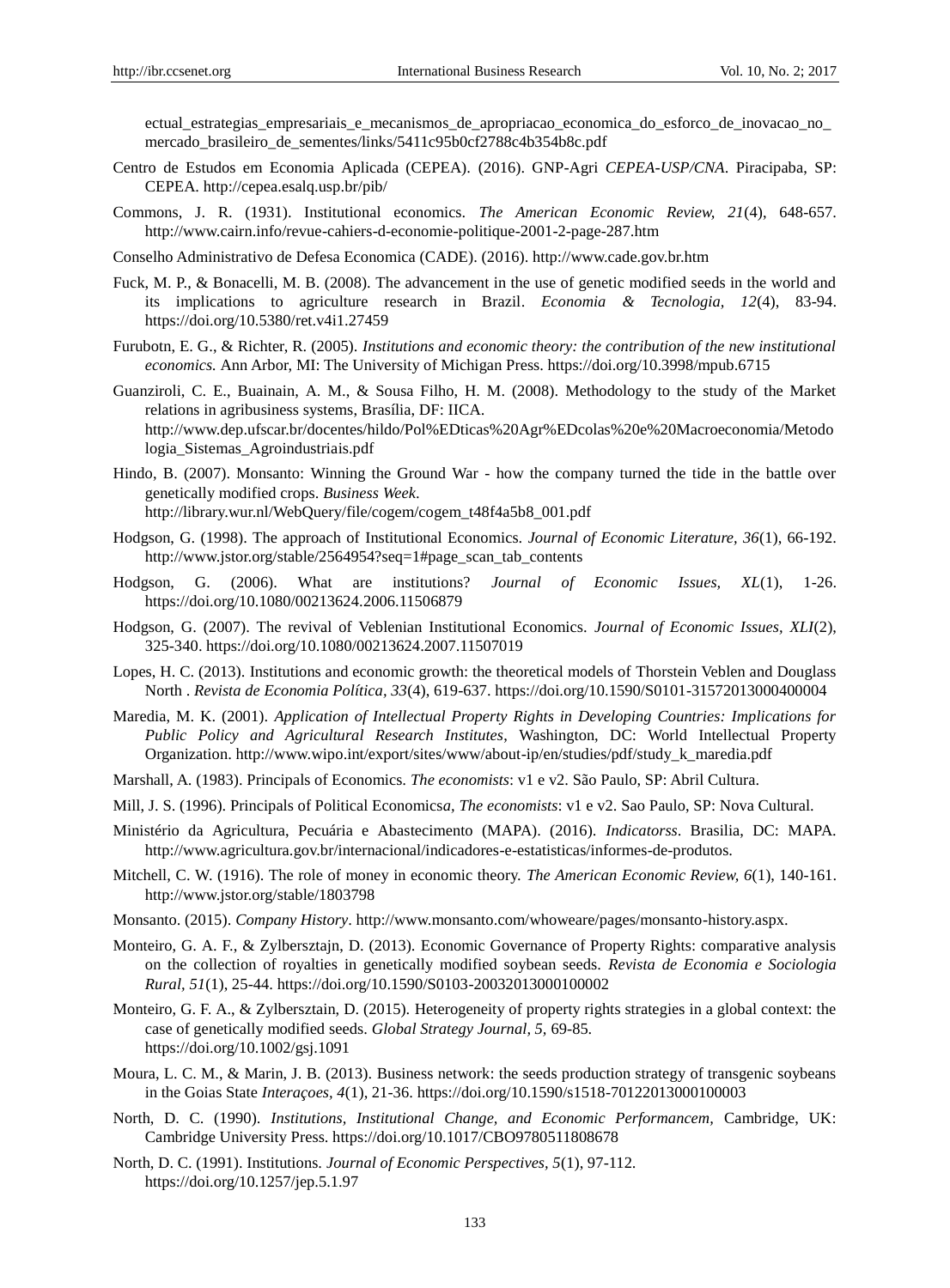ectual_estrategias_empresariais_e_mecanismos_de_apropriacao_economica_do_esforco_de_inovacao_no_mercado_brasileiro_de_sementes/links/5411c95b0cf2788c4b354b8c.pdf

Centro de Estudos em Economia Aplicada (CEPEA). (2016). GNP-Agri *CEPEA-USP/CNA*. Piracipaba, SP: CEPEA. http://cepea.esalq.usp.br/pib/

Commons, J. R. (1931). Institutional economics. *The American Economic Review, 21*(4), 648-657. http://www.cairn.info/revue-cahiers-d-economie-politique-2001-2-page-287.htm

Conselho Administrativo de Defesa Economica (CADE). (2016). http://www.cade.gov.br.htm

Fuck, M. P., & Bonacelli, M. B. (2008). The advancement in the use of genetic modified seeds in the world and its implications to agriculture research in Brazil. *Economia & Tecnologia, 12*(4), 83-94. https://doi.org/10.5380/ret.v4i1.27459

Furubotn, E. G., & Richter, R. (2005). *Institutions and economic theory: the contribution of the new institutional economics.* Ann Arbor, MI: The University of Michigan Press. https://doi.org/10.3998/mpub.6715

Guanziroli, C. E., Buainain, A. M., & Sousa Filho, H. M. (2008). Methodology to the study of the Market relations in agribusiness systems, Brasília, DF: IICA. http://www.dep.ufscar.br/docentes/hildo/Pol%EDticas%20Agr%EDcolas%20e%20Macroeconomia/Metodologia_Sistemas_Agroindustriais.pdf

Hindo, B. (2007). Monsanto: Winning the Ground War - how the company turned the tide in the battle over genetically modified crops. *Business Week*. http://library.wur.nl/WebQuery/file/cogem/cogem_t48f4a5b8_001.pdf

Hodgson, G. (1998). The approach of Institutional Economics. *Journal of Economic Literature, 36*(1), 66-192. http://www.jstor.org/stable/2564954?seq=1#page_scan_tab_contents

Hodgson, G. (2006). What are institutions? *Journal of Economic Issues, XL*(1), 1-26. https://doi.org/10.1080/00213624.2006.11506879

Hodgson, G. (2007). The revival of Veblenian Institutional Economics. *Journal of Economic Issues, XLI*(2), 325-340. https://doi.org/10.1080/00213624.2007.11507019

Lopes, H. C. (2013). Institutions and economic growth: the theoretical models of Thorstein Veblen and Douglass North . *Revista de Economia Política, 33*(4), 619-637. https://doi.org/10.1590/S0101-31572013000400004

Maredia, M. K. (2001). *Application of Intellectual Property Rights in Developing Countries: Implications for Public Policy and Agricultural Research Institutes*, Washington, DC: World Intellectual Property Organization. http://www.wipo.int/export/sites/www/about-ip/en/studies/pdf/study_k_maredia.pdf

Marshall, A. (1983). Principals of Economics. *The economists*: v1 e v2. São Paulo, SP: Abril Cultura.

Mill, J. S. (1996). Principals of Political Economics*a, The economists*: v1 e v2. Sao Paulo, SP: Nova Cultural.

Ministério da Agricultura, Pecuária e Abastecimento (MAPA). (2016). *Indicatorss*. Brasilia, DC: MAPA. http://www.agricultura.gov.br/internacional/indicadores-e-estatisticas/informes-de-produtos.

Mitchell, C. W. (1916). The role of money in economic theory. *The American Economic Review, 6*(1), 140-161. http://www.jstor.org/stable/1803798

Monsanto. (2015). *Company History*. http://www.monsanto.com/whoweare/pages/monsanto-history.aspx.

Monteiro, G. A. F., & Zylbersztajn, D. (2013). Economic Governance of Property Rights: comparative analysis on the collection of royalties in genetically modified soybean seeds. *Revista de Economia e Sociologia Rural, 51*(1), 25-44. https://doi.org/10.1590/S0103-20032013000100002

Monteiro, G. F. A., & Zylbersztain, D. (2015). Heterogeneity of property rights strategies in a global context: the case of genetically modified seeds. *Global Strategy Journal, 5,* 69-85. https://doi.org/10.1002/gsj.1091

Moura, L. C. M., & Marin, J. B. (2013). Business network: the seeds production strategy of transgenic soybeans in the Goias State *Interaçoes, 4*(1), 21-36. https://doi.org/10.1590/s1518-70122013000100003

North, D. C. (1990). *Institutions, Institutional Change, and Economic Performancem,* Cambridge, UK: Cambridge University Press. https://doi.org/10.1017/CBO9780511808678

North, D. C. (1991). Institutions. *Journal of Economic Perspectives, 5*(1), 97-112. https://doi.org/10.1257/jep.5.1.97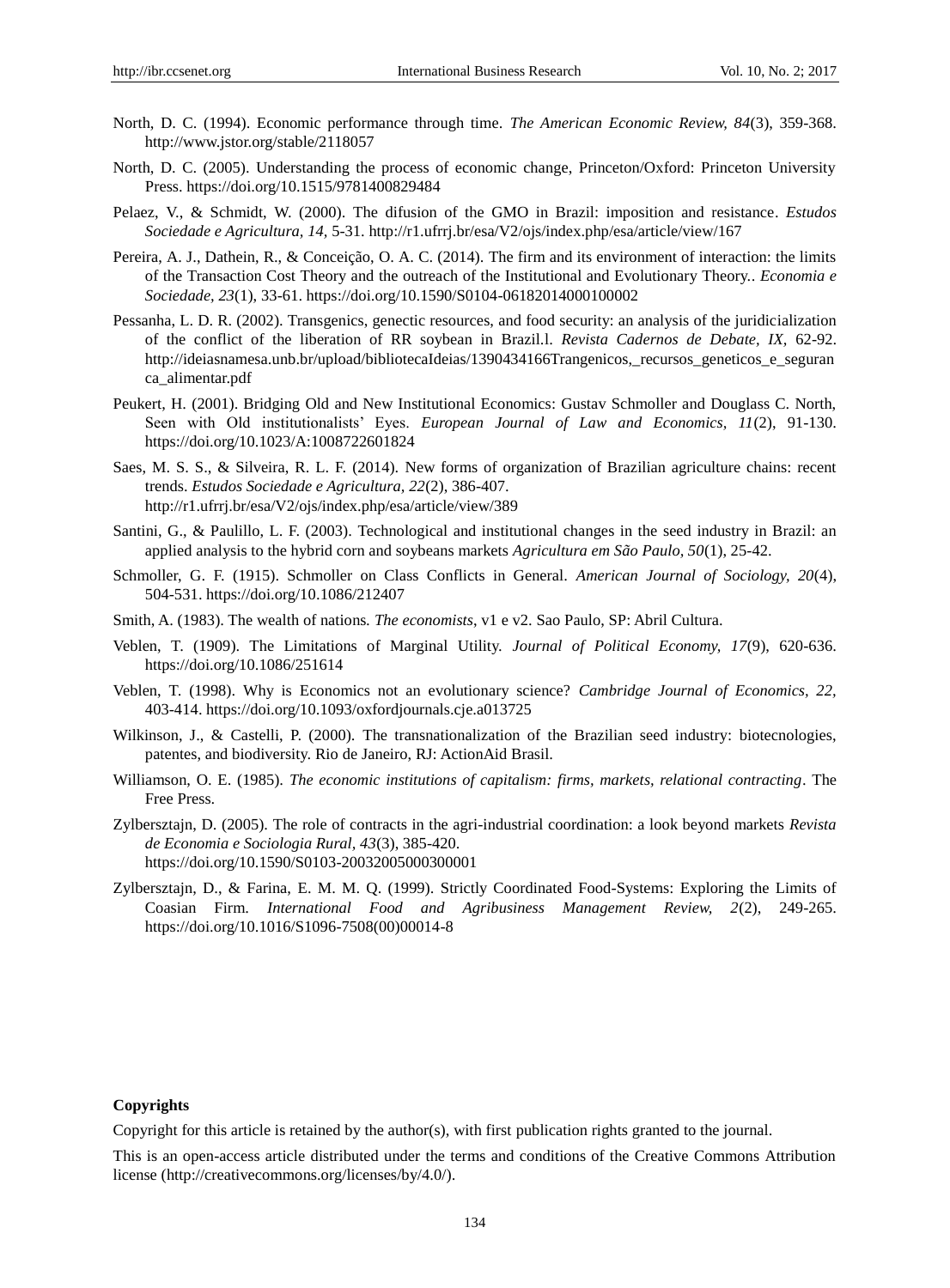North, D. C. (1994). Economic performance through time. *The American Economic Review, 84*(3), 359-368. http://www.jstor.org/stable/2118057

North, D. C. (2005). Understanding the process of economic change, Princeton/Oxford: Princeton University Press. https://doi.org/10.1515/9781400829484

Pelaez, V., & Schmidt, W. (2000). The difusion of the GMO in Brazil: imposition and resistance. *Estudos Sociedade e Agricultura, 14,* 5-31. http://r1.ufrrj.br/esa/V2/ojs/index.php/esa/article/view/167

Pereira, A. J., Dathein, R., & Conceição, O. A. C. (2014). The firm and its environment of interaction: the limits of the Transaction Cost Theory and the outreach of the Institutional and Evolutionary Theory.. *Economia e Sociedade, 23*(1), 33-61. https://doi.org/10.1590/S0104-06182014000100002

Pessanha, L. D. R. (2002). Transgenics, genectic resources, and food security: an analysis of the juridicialization of the conflict of the liberation of RR soybean in Brazil.l. *Revista Cadernos de Debate, IX,* 62-92. http://ideiasnamesa.unb.br/upload/bibliotecaIdeias/1390434166Trangenicos,_recursos_geneticos_e_seguranca_alimentar.pdf

Peukert, H. (2001). Bridging Old and New Institutional Economics: Gustav Schmoller and Douglass C. North, Seen with Old institutionalists' Eyes. *European Journal of Law and Economics, 11*(2), 91-130. https://doi.org/10.1023/A:1008722601824

Saes, M. S. S., & Silveira, R. L. F. (2014). New forms of organization of Brazilian agriculture chains: recent trends. *Estudos Sociedade e Agricultura, 22*(2), 386-407. http://r1.ufrrj.br/esa/V2/ojs/index.php/esa/article/view/389

Santini, G., & Paulillo, L. F. (2003). Technological and institutional changes in the seed industry in Brazil: an applied analysis to the hybrid corn and soybeans markets *Agricultura em São Paulo, 50*(1), 25-42.

Schmoller, G. F. (1915). Schmoller on Class Conflicts in General. *American Journal of Sociology, 20*(4), 504-531. https://doi.org/10.1086/212407

Smith, A. (1983). The wealth of nations. *The economists*, v1 e v2. Sao Paulo, SP: Abril Cultura.

Veblen, T. (1909). The Limitations of Marginal Utility. *Journal of Political Economy, 17*(9), 620-636. https://doi.org/10.1086/251614

Veblen, T. (1998). Why is Economics not an evolutionary science? *Cambridge Journal of Economics, 22,* 403-414. https://doi.org/10.1093/oxfordjournals.cje.a013725

Wilkinson, J., & Castelli, P. (2000). The transnationalization of the Brazilian seed industry: biotecnologies, patentes, and biodiversity. Rio de Janeiro, RJ: ActionAid Brasil.

Williamson, O. E. (1985). *The economic institutions of capitalism: firms, markets, relational contracting*. The Free Press.

Zylbersztajn, D. (2005). The role of contracts in the agri-industrial coordination: a look beyond markets *Revista de Economia e Sociologia Rural, 43*(3), 385-420. https://doi.org/10.1590/S0103-20032005000300001

Zylbersztajn, D., & Farina, E. M. M. Q. (1999). Strictly Coordinated Food-Systems: Exploring the Limits of Coasian Firm. *International Food and Agribusiness Management Review, 2*(2), 249-265. https://doi.org/10.1016/S1096-7508(00)00014-8

**Copyrights**

Copyright for this article is retained by the author(s), with first publication rights granted to the journal.

This is an open-access article distributed under the terms and conditions of the Creative Commons Attribution license (http://creativecommons.org/licenses/by/4.0/).